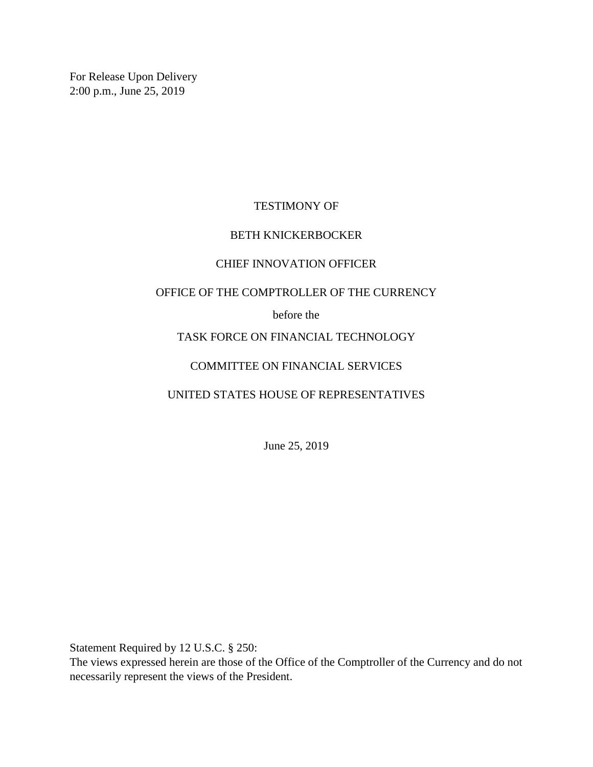For Release Upon Delivery
2:00 p.m., June 25, 2019

TESTIMONY OF

BETH KNICKERBOCKER

CHIEF INNOVATION OFFICER

OFFICE OF THE COMPTROLLER OF THE CURRENCY

before the

TASK FORCE ON FINANCIAL TECHNOLOGY

COMMITTEE ON FINANCIAL SERVICES

UNITED STATES HOUSE OF REPRESENTATIVES

June 25, 2019

Statement Required by 12 U.S.C. § 250:
The views expressed herein are those of the Office of the Comptroller of the Currency and do not necessarily represent the views of the President.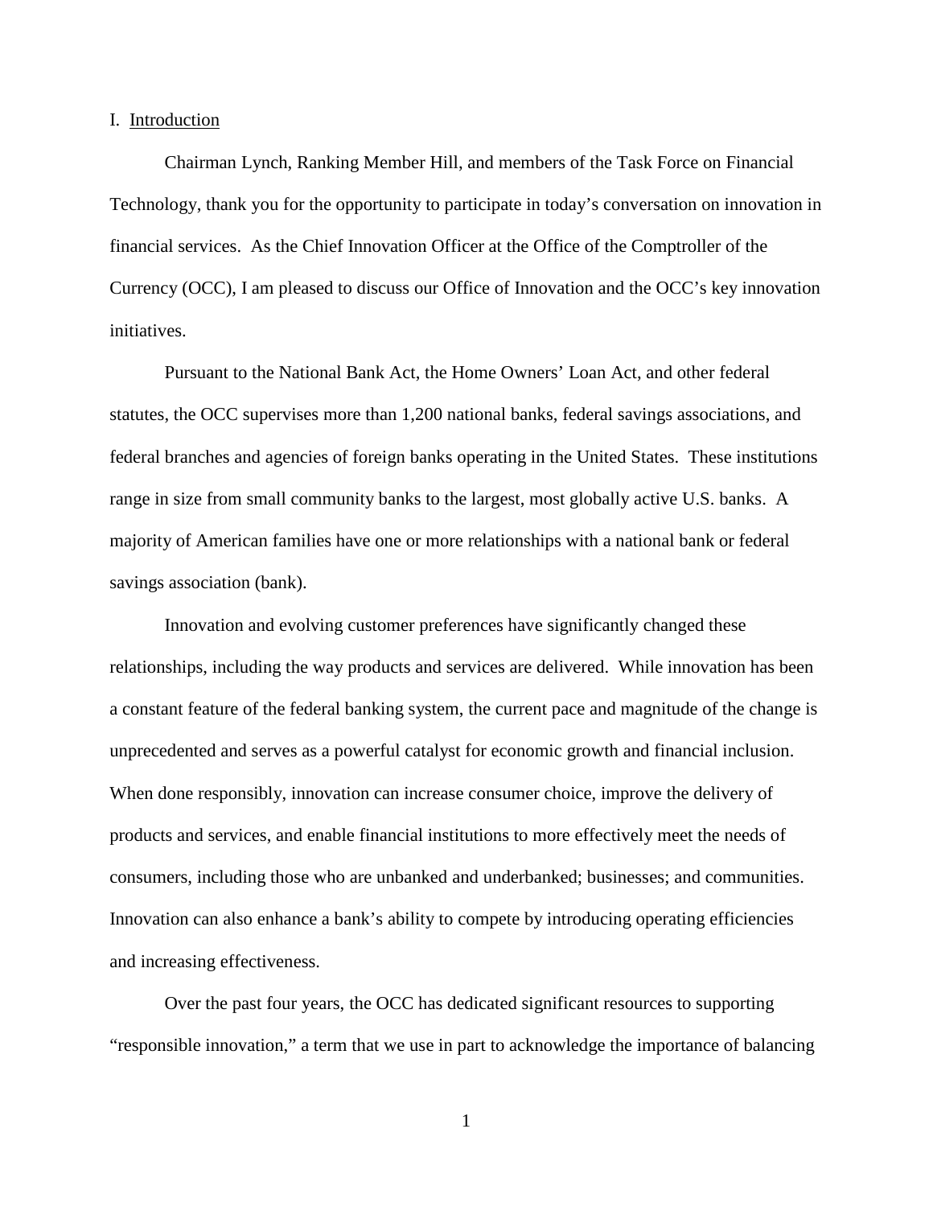I. <u>Introduction</u>

Chairman Lynch, Ranking Member Hill, and members of the Task Force on Financial Technology, thank you for the opportunity to participate in today's conversation on innovation in financial services. As the Chief Innovation Officer at the Office of the Comptroller of the Currency (OCC), I am pleased to discuss our Office of Innovation and the OCC's key innovation initiatives.

Pursuant to the National Bank Act, the Home Owners' Loan Act, and other federal statutes, the OCC supervises more than 1,200 national banks, federal savings associations, and federal branches and agencies of foreign banks operating in the United States. These institutions range in size from small community banks to the largest, most globally active U.S. banks. A majority of American families have one or more relationships with a national bank or federal savings association (bank).

Innovation and evolving customer preferences have significantly changed these relationships, including the way products and services are delivered. While innovation has been a constant feature of the federal banking system, the current pace and magnitude of the change is unprecedented and serves as a powerful catalyst for economic growth and financial inclusion. When done responsibly, innovation can increase consumer choice, improve the delivery of products and services, and enable financial institutions to more effectively meet the needs of consumers, including those who are unbanked and underbanked; businesses; and communities. Innovation can also enhance a bank's ability to compete by introducing operating efficiencies and increasing effectiveness.

Over the past four years, the OCC has dedicated significant resources to supporting "responsible innovation," a term that we use in part to acknowledge the importance of balancing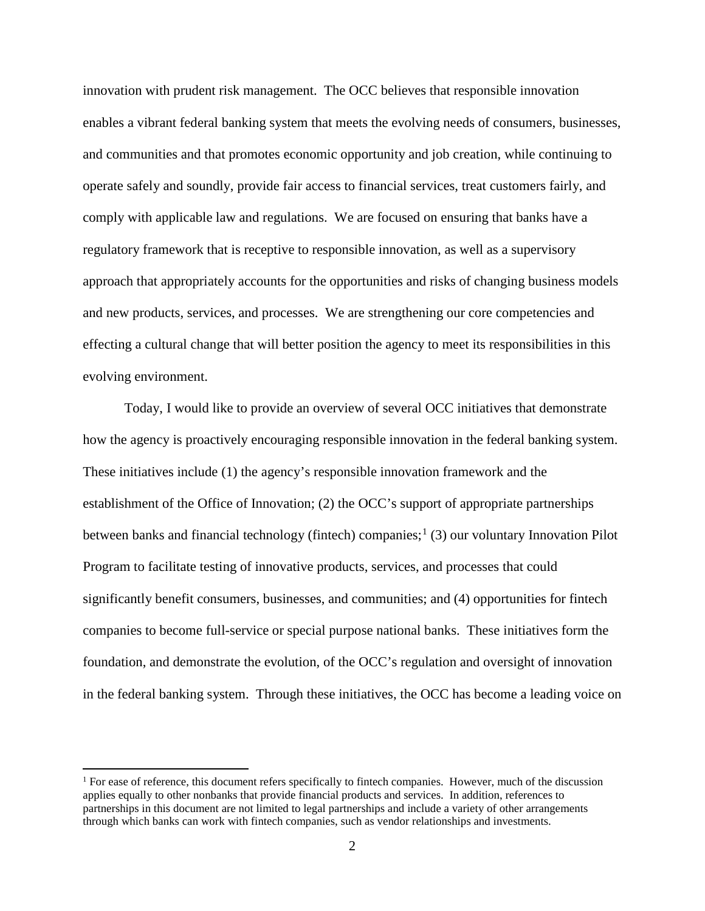innovation with prudent risk management. The OCC believes that responsible innovation enables a vibrant federal banking system that meets the evolving needs of consumers, businesses, and communities and that promotes economic opportunity and job creation, while continuing to operate safely and soundly, provide fair access to financial services, treat customers fairly, and comply with applicable law and regulations. We are focused on ensuring that banks have a regulatory framework that is receptive to responsible innovation, as well as a supervisory approach that appropriately accounts for the opportunities and risks of changing business models and new products, services, and processes. We are strengthening our core competencies and effecting a cultural change that will better position the agency to meet its responsibilities in this evolving environment.

Today, I would like to provide an overview of several OCC initiatives that demonstrate how the agency is proactively encouraging responsible innovation in the federal banking system. These initiatives include (1) the agency's responsible innovation framework and the establishment of the Office of Innovation; (2) the OCC's support of appropriate partnerships between banks and financial technology (fintech) companies;[1] (3) our voluntary Innovation Pilot Program to facilitate testing of innovative products, services, and processes that could significantly benefit consumers, businesses, and communities; and (4) opportunities for fintech companies to become full-service or special purpose national banks. These initiatives form the foundation, and demonstrate the evolution, of the OCC's regulation and oversight of innovation in the federal banking system. Through these initiatives, the OCC has become a leading voice on

---

[1] For ease of reference, this document refers specifically to fintech companies. However, much of the discussion applies equally to other nonbanks that provide financial products and services. In addition, references to partnerships in this document are not limited to legal partnerships and include a variety of other arrangements through which banks can work with fintech companies, such as vendor relationships and investments.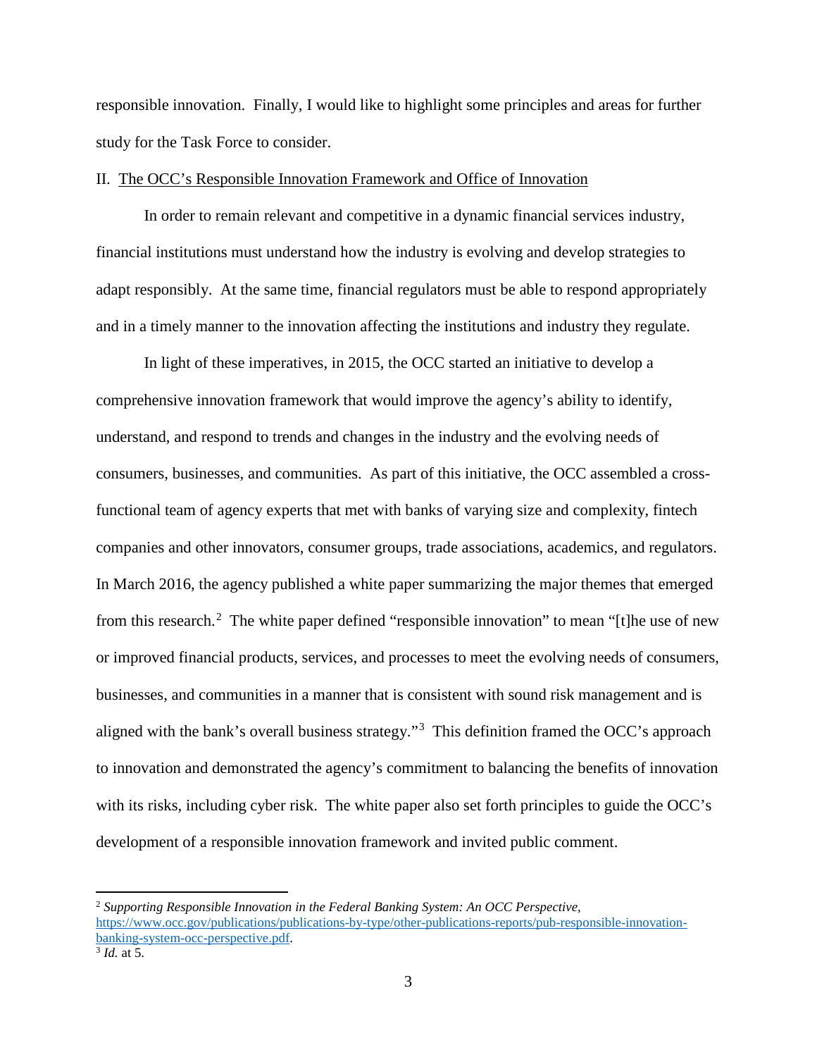responsible innovation. Finally, I would like to highlight some principles and areas for further study for the Task Force to consider.

## II. The OCC's Responsible Innovation Framework and Office of Innovation

In order to remain relevant and competitive in a dynamic financial services industry, financial institutions must understand how the industry is evolving and develop strategies to adapt responsibly. At the same time, financial regulators must be able to respond appropriately and in a timely manner to the innovation affecting the institutions and industry they regulate.

In light of these imperatives, in 2015, the OCC started an initiative to develop a comprehensive innovation framework that would improve the agency's ability to identify, understand, and respond to trends and changes in the industry and the evolving needs of consumers, businesses, and communities. As part of this initiative, the OCC assembled a cross-functional team of agency experts that met with banks of varying size and complexity, fintech companies and other innovators, consumer groups, trade associations, academics, and regulators. In March 2016, the agency published a white paper summarizing the major themes that emerged from this research.[2] The white paper defined "responsible innovation" to mean "[t]he use of new or improved financial products, services, and processes to meet the evolving needs of consumers, businesses, and communities in a manner that is consistent with sound risk management and is aligned with the bank's overall business strategy."[3] This definition framed the OCC's approach to innovation and demonstrated the agency's commitment to balancing the benefits of innovation with its risks, including cyber risk. The white paper also set forth principles to guide the OCC's development of a responsible innovation framework and invited public comment.

---

[2] *Supporting Responsible Innovation in the Federal Banking System: An OCC Perspective*, https://www.occ.gov/publications/publications-by-type/other-publications-reports/pub-responsible-innovation-banking-system-occ-perspective.pdf.

[3] *Id.* at 5.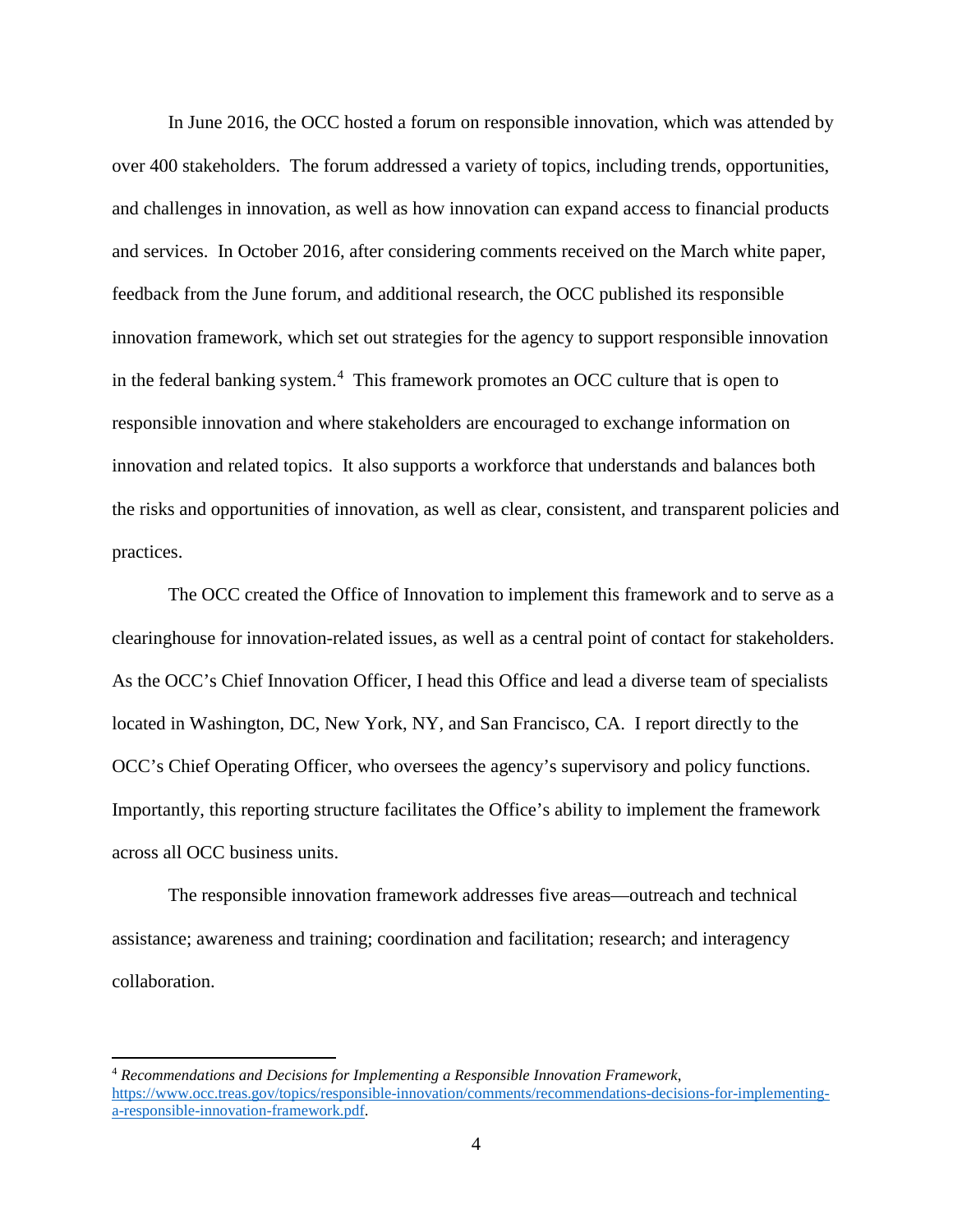In June 2016, the OCC hosted a forum on responsible innovation, which was attended by over 400 stakeholders. The forum addressed a variety of topics, including trends, opportunities, and challenges in innovation, as well as how innovation can expand access to financial products and services. In October 2016, after considering comments received on the March white paper, feedback from the June forum, and additional research, the OCC published its responsible innovation framework, which set out strategies for the agency to support responsible innovation in the federal banking system.[4] This framework promotes an OCC culture that is open to responsible innovation and where stakeholders are encouraged to exchange information on innovation and related topics. It also supports a workforce that understands and balances both the risks and opportunities of innovation, as well as clear, consistent, and transparent policies and practices.

The OCC created the Office of Innovation to implement this framework and to serve as a clearinghouse for innovation-related issues, as well as a central point of contact for stakeholders. As the OCC's Chief Innovation Officer, I head this Office and lead a diverse team of specialists located in Washington, DC, New York, NY, and San Francisco, CA. I report directly to the OCC's Chief Operating Officer, who oversees the agency's supervisory and policy functions. Importantly, this reporting structure facilitates the Office's ability to implement the framework across all OCC business units.

The responsible innovation framework addresses five areas—outreach and technical assistance; awareness and training; coordination and facilitation; research; and interagency collaboration.

---

[4] *Recommendations and Decisions for Implementing a Responsible Innovation Framework*, https://www.occ.treas.gov/topics/responsible-innovation/comments/recommendations-decisions-for-implementing-a-responsible-innovation-framework.pdf.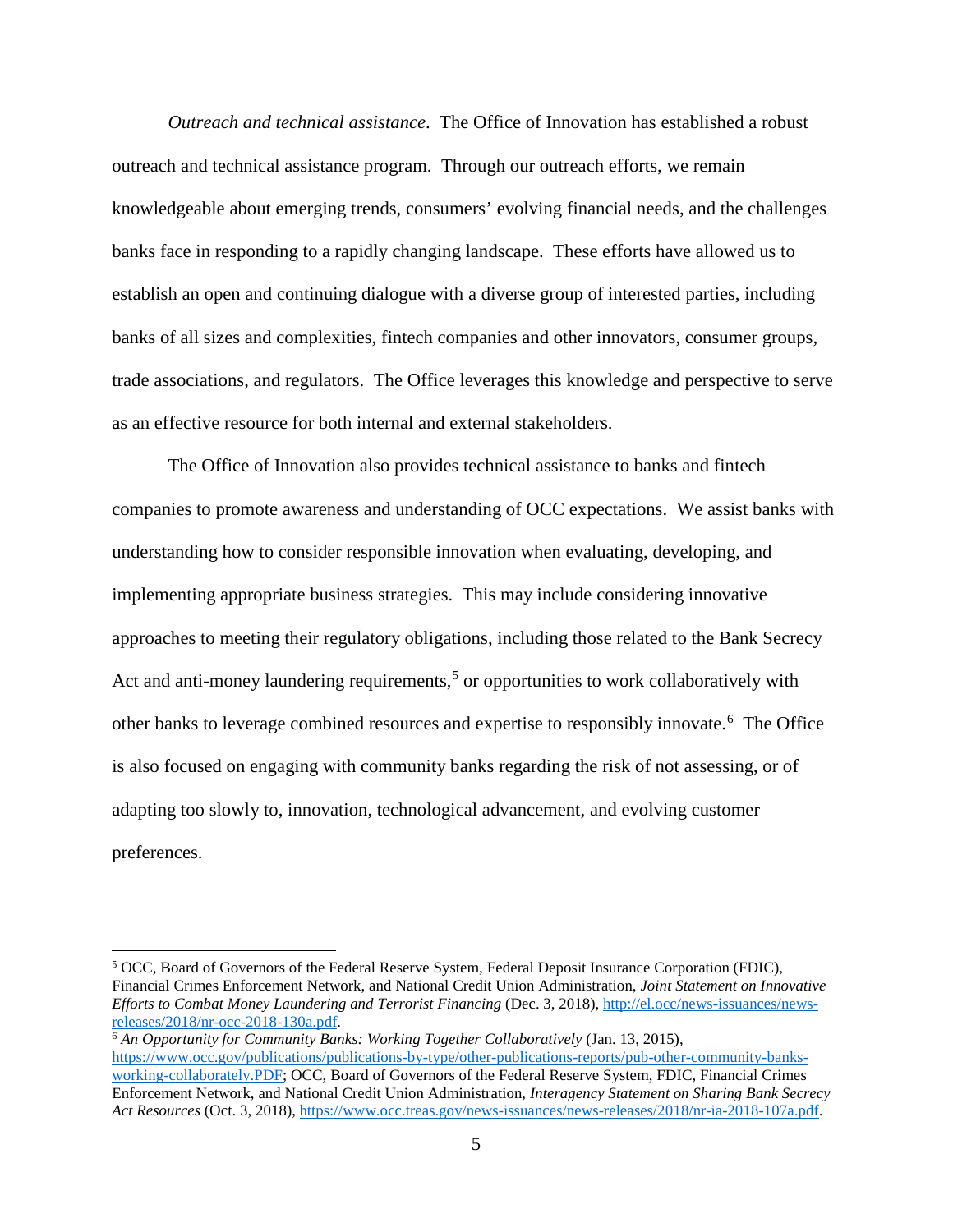*Outreach and technical assistance*. The Office of Innovation has established a robust outreach and technical assistance program. Through our outreach efforts, we remain knowledgeable about emerging trends, consumers' evolving financial needs, and the challenges banks face in responding to a rapidly changing landscape. These efforts have allowed us to establish an open and continuing dialogue with a diverse group of interested parties, including banks of all sizes and complexities, fintech companies and other innovators, consumer groups, trade associations, and regulators. The Office leverages this knowledge and perspective to serve as an effective resource for both internal and external stakeholders.

The Office of Innovation also provides technical assistance to banks and fintech companies to promote awareness and understanding of OCC expectations. We assist banks with understanding how to consider responsible innovation when evaluating, developing, and implementing appropriate business strategies. This may include considering innovative approaches to meeting their regulatory obligations, including those related to the Bank Secrecy Act and anti-money laundering requirements,[5] or opportunities to work collaboratively with other banks to leverage combined resources and expertise to responsibly innovate.[6] The Office is also focused on engaging with community banks regarding the risk of not assessing, or of adapting too slowly to, innovation, technological advancement, and evolving customer preferences.

---

[5] OCC, Board of Governors of the Federal Reserve System, Federal Deposit Insurance Corporation (FDIC), Financial Crimes Enforcement Network, and National Credit Union Administration, *Joint Statement on Innovative Efforts to Combat Money Laundering and Terrorist Financing* (Dec. 3, 2018), http://el.occ/news-issuances/news-releases/2018/nr-occ-2018-130a.pdf.

[6] *An Opportunity for Community Banks: Working Together Collaboratively* (Jan. 13, 2015), https://www.occ.gov/publications/publications-by-type/other-publications-reports/pub-other-community-banks-working-collaborately.PDF; OCC, Board of Governors of the Federal Reserve System, FDIC, Financial Crimes Enforcement Network, and National Credit Union Administration, *Interagency Statement on Sharing Bank Secrecy Act Resources* (Oct. 3, 2018), https://www.occ.treas.gov/news-issuances/news-releases/2018/nr-ia-2018-107a.pdf.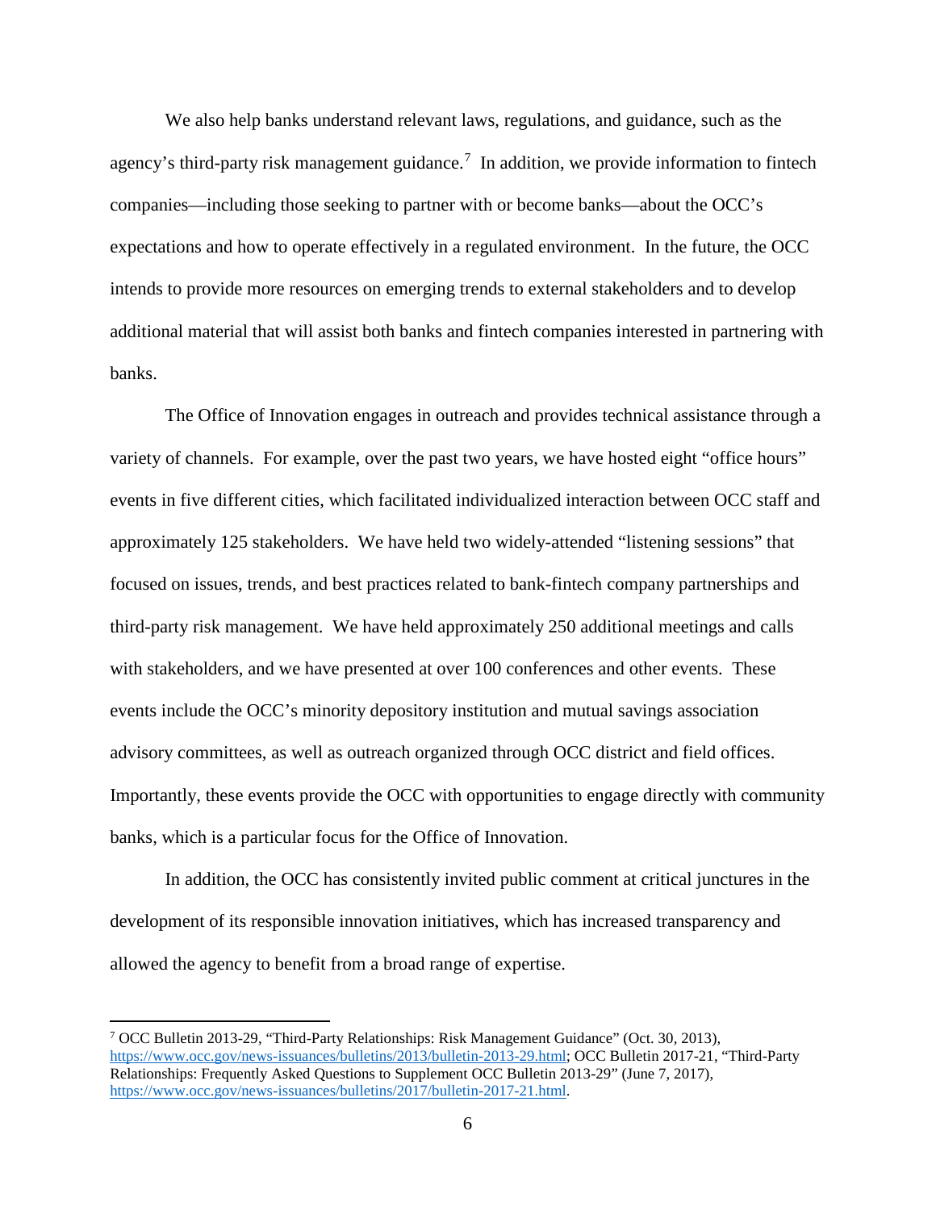We also help banks understand relevant laws, regulations, and guidance, such as the agency's third-party risk management guidance.[7] In addition, we provide information to fintech companies—including those seeking to partner with or become banks—about the OCC's expectations and how to operate effectively in a regulated environment. In the future, the OCC intends to provide more resources on emerging trends to external stakeholders and to develop additional material that will assist both banks and fintech companies interested in partnering with banks.

The Office of Innovation engages in outreach and provides technical assistance through a variety of channels. For example, over the past two years, we have hosted eight "office hours" events in five different cities, which facilitated individualized interaction between OCC staff and approximately 125 stakeholders. We have held two widely-attended "listening sessions" that focused on issues, trends, and best practices related to bank-fintech company partnerships and third-party risk management. We have held approximately 250 additional meetings and calls with stakeholders, and we have presented at over 100 conferences and other events. These events include the OCC's minority depository institution and mutual savings association advisory committees, as well as outreach organized through OCC district and field offices. Importantly, these events provide the OCC with opportunities to engage directly with community banks, which is a particular focus for the Office of Innovation.

In addition, the OCC has consistently invited public comment at critical junctures in the development of its responsible innovation initiatives, which has increased transparency and allowed the agency to benefit from a broad range of expertise.

---

[7] OCC Bulletin 2013-29, "Third-Party Relationships: Risk Management Guidance" (Oct. 30, 2013), https://www.occ.gov/news-issuances/bulletins/2013/bulletin-2013-29.html; OCC Bulletin 2017-21, "Third-Party Relationships: Frequently Asked Questions to Supplement OCC Bulletin 2013-29" (June 7, 2017), https://www.occ.gov/news-issuances/bulletins/2017/bulletin-2017-21.html.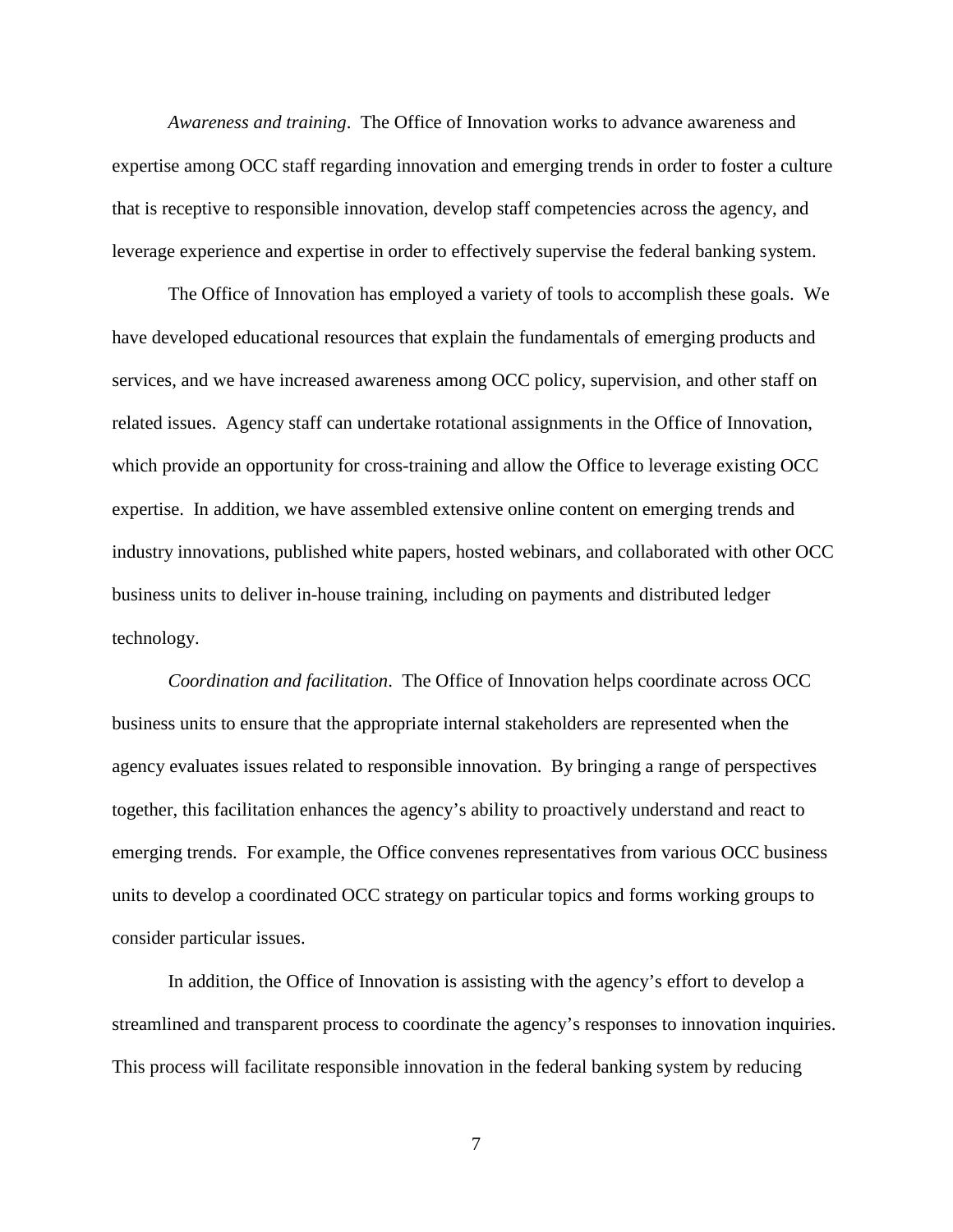*Awareness and training*. The Office of Innovation works to advance awareness and expertise among OCC staff regarding innovation and emerging trends in order to foster a culture that is receptive to responsible innovation, develop staff competencies across the agency, and leverage experience and expertise in order to effectively supervise the federal banking system.

The Office of Innovation has employed a variety of tools to accomplish these goals. We have developed educational resources that explain the fundamentals of emerging products and services, and we have increased awareness among OCC policy, supervision, and other staff on related issues. Agency staff can undertake rotational assignments in the Office of Innovation, which provide an opportunity for cross-training and allow the Office to leverage existing OCC expertise. In addition, we have assembled extensive online content on emerging trends and industry innovations, published white papers, hosted webinars, and collaborated with other OCC business units to deliver in-house training, including on payments and distributed ledger technology.

*Coordination and facilitation*. The Office of Innovation helps coordinate across OCC business units to ensure that the appropriate internal stakeholders are represented when the agency evaluates issues related to responsible innovation. By bringing a range of perspectives together, this facilitation enhances the agency's ability to proactively understand and react to emerging trends. For example, the Office convenes representatives from various OCC business units to develop a coordinated OCC strategy on particular topics and forms working groups to consider particular issues.

In addition, the Office of Innovation is assisting with the agency's effort to develop a streamlined and transparent process to coordinate the agency's responses to innovation inquiries. This process will facilitate responsible innovation in the federal banking system by reducing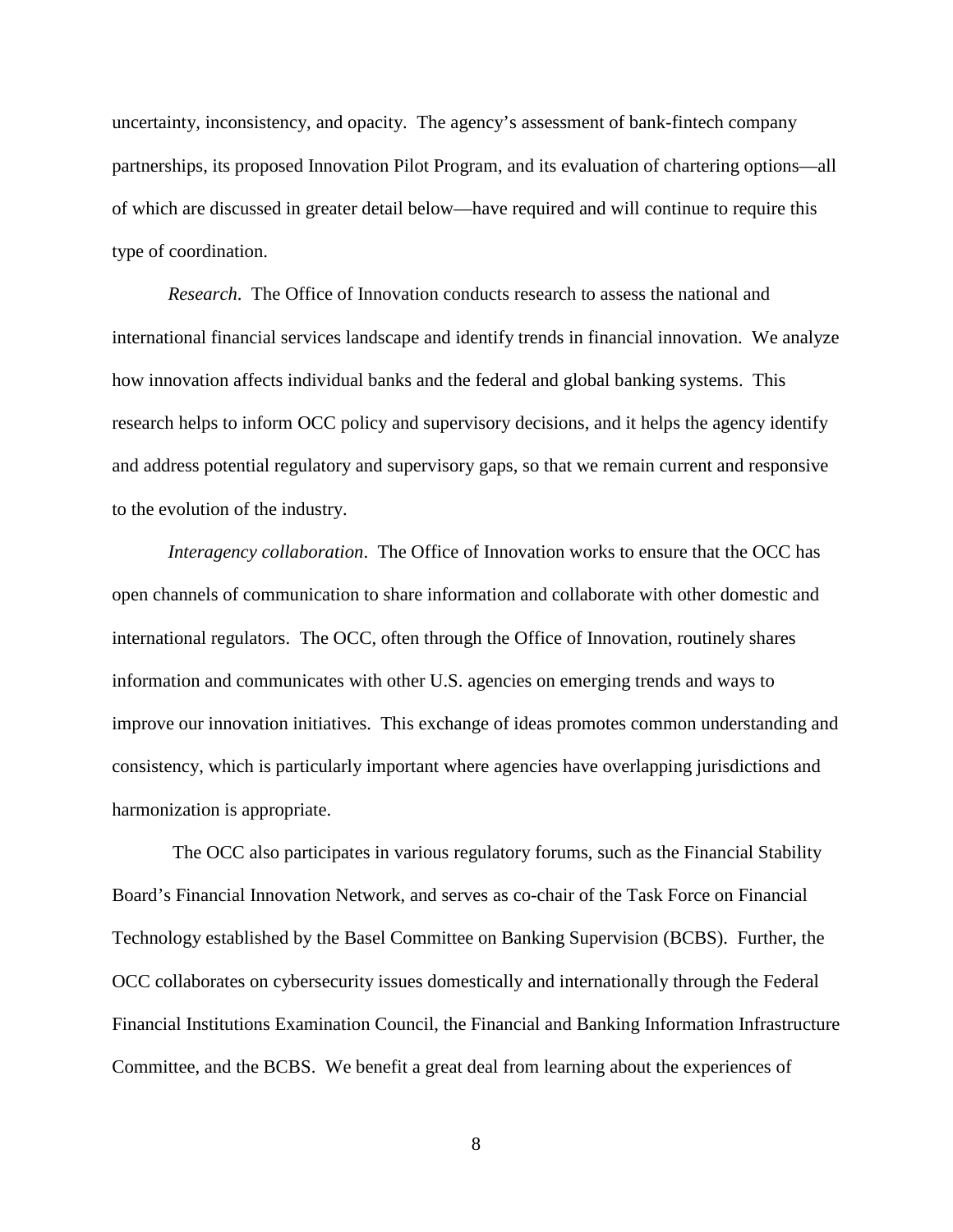uncertainty, inconsistency, and opacity. The agency's assessment of bank-fintech company partnerships, its proposed Innovation Pilot Program, and its evaluation of chartering options—all of which are discussed in greater detail below—have required and will continue to require this type of coordination.

*Research*. The Office of Innovation conducts research to assess the national and international financial services landscape and identify trends in financial innovation. We analyze how innovation affects individual banks and the federal and global banking systems. This research helps to inform OCC policy and supervisory decisions, and it helps the agency identify and address potential regulatory and supervisory gaps, so that we remain current and responsive to the evolution of the industry.

*Interagency collaboration*. The Office of Innovation works to ensure that the OCC has open channels of communication to share information and collaborate with other domestic and international regulators. The OCC, often through the Office of Innovation, routinely shares information and communicates with other U.S. agencies on emerging trends and ways to improve our innovation initiatives. This exchange of ideas promotes common understanding and consistency, which is particularly important where agencies have overlapping jurisdictions and harmonization is appropriate.

The OCC also participates in various regulatory forums, such as the Financial Stability Board's Financial Innovation Network, and serves as co-chair of the Task Force on Financial Technology established by the Basel Committee on Banking Supervision (BCBS). Further, the OCC collaborates on cybersecurity issues domestically and internationally through the Federal Financial Institutions Examination Council, the Financial and Banking Information Infrastructure Committee, and the BCBS. We benefit a great deal from learning about the experiences of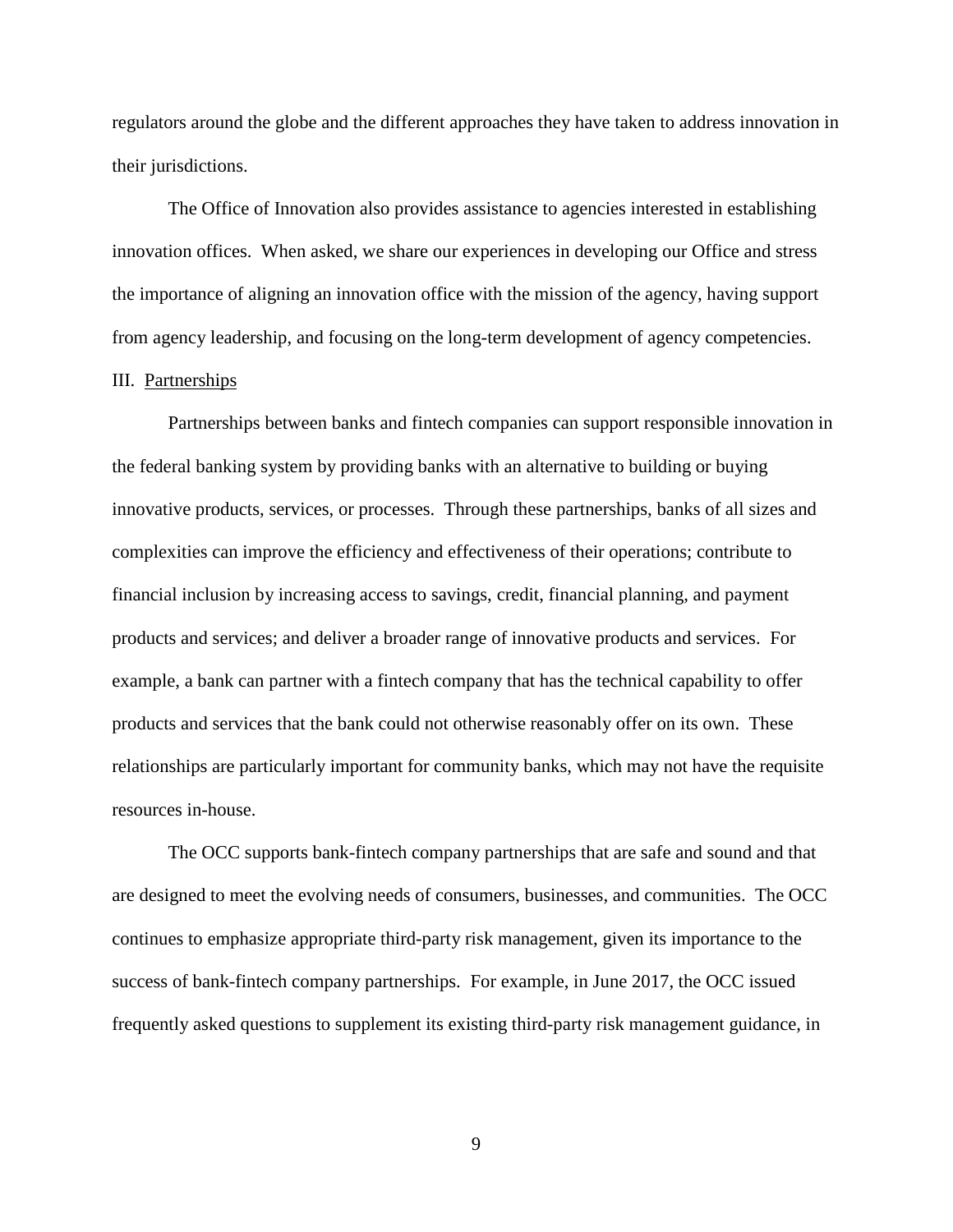regulators around the globe and the different approaches they have taken to address innovation in their jurisdictions.

The Office of Innovation also provides assistance to agencies interested in establishing innovation offices. When asked, we share our experiences in developing our Office and stress the importance of aligning an innovation office with the mission of the agency, having support from agency leadership, and focusing on the long-term development of agency competencies.

## III. Partnerships

Partnerships between banks and fintech companies can support responsible innovation in the federal banking system by providing banks with an alternative to building or buying innovative products, services, or processes. Through these partnerships, banks of all sizes and complexities can improve the efficiency and effectiveness of their operations; contribute to financial inclusion by increasing access to savings, credit, financial planning, and payment products and services; and deliver a broader range of innovative products and services. For example, a bank can partner with a fintech company that has the technical capability to offer products and services that the bank could not otherwise reasonably offer on its own. These relationships are particularly important for community banks, which may not have the requisite resources in-house.

The OCC supports bank-fintech company partnerships that are safe and sound and that are designed to meet the evolving needs of consumers, businesses, and communities. The OCC continues to emphasize appropriate third-party risk management, given its importance to the success of bank-fintech company partnerships. For example, in June 2017, the OCC issued frequently asked questions to supplement its existing third-party risk management guidance, in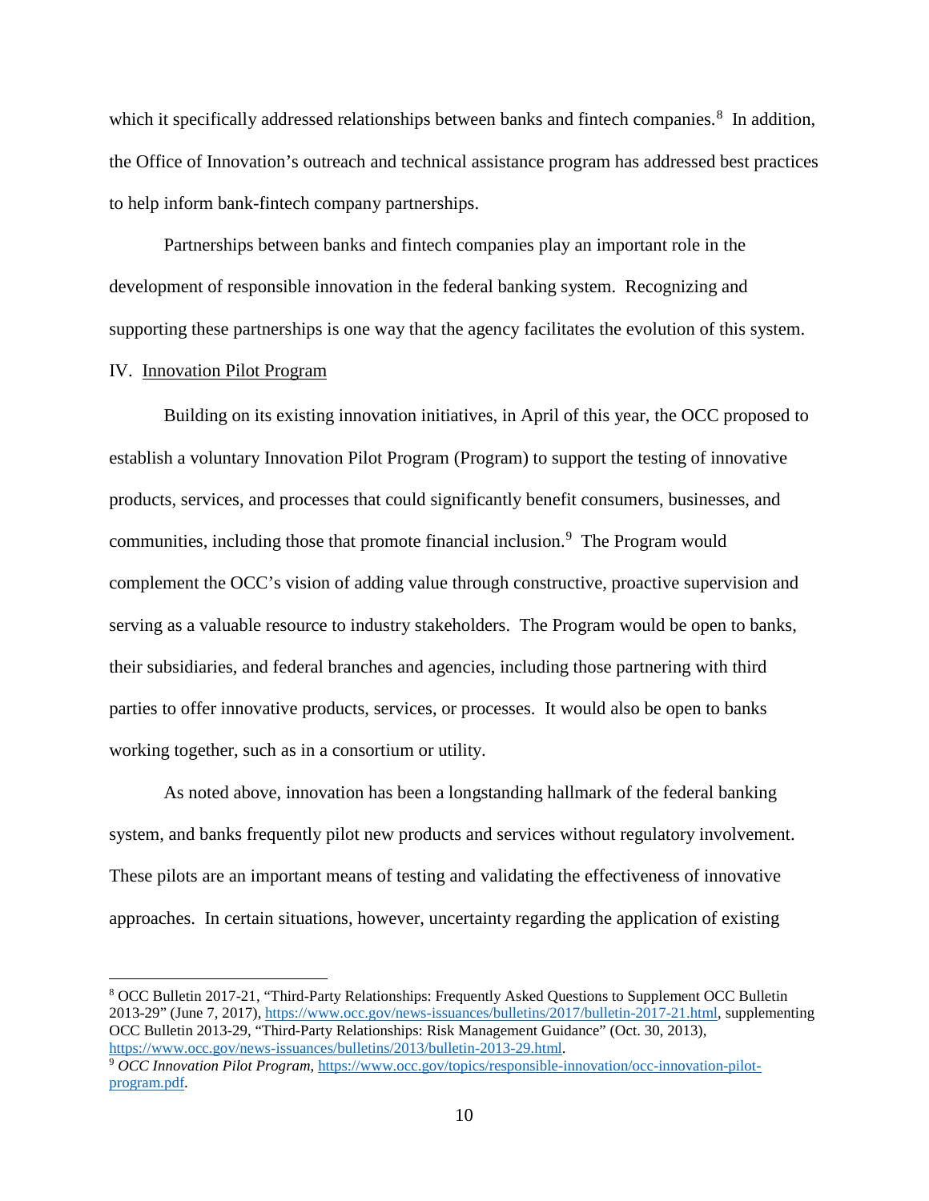which it specifically addressed relationships between banks and fintech companies.[8] In addition, the Office of Innovation's outreach and technical assistance program has addressed best practices to help inform bank-fintech company partnerships.

Partnerships between banks and fintech companies play an important role in the development of responsible innovation in the federal banking system. Recognizing and supporting these partnerships is one way that the agency facilitates the evolution of this system.

## IV. Innovation Pilot Program

Building on its existing innovation initiatives, in April of this year, the OCC proposed to establish a voluntary Innovation Pilot Program (Program) to support the testing of innovative products, services, and processes that could significantly benefit consumers, businesses, and communities, including those that promote financial inclusion.[9] The Program would complement the OCC's vision of adding value through constructive, proactive supervision and serving as a valuable resource to industry stakeholders. The Program would be open to banks, their subsidiaries, and federal branches and agencies, including those partnering with third parties to offer innovative products, services, or processes. It would also be open to banks working together, such as in a consortium or utility.

As noted above, innovation has been a longstanding hallmark of the federal banking system, and banks frequently pilot new products and services without regulatory involvement. These pilots are an important means of testing and validating the effectiveness of innovative approaches. In certain situations, however, uncertainty regarding the application of existing

---

[8] OCC Bulletin 2017-21, "Third-Party Relationships: Frequently Asked Questions to Supplement OCC Bulletin 2013-29" (June 7, 2017), https://www.occ.gov/news-issuances/bulletins/2017/bulletin-2017-21.html, supplementing OCC Bulletin 2013-29, "Third-Party Relationships: Risk Management Guidance" (Oct. 30, 2013), https://www.occ.gov/news-issuances/bulletins/2013/bulletin-2013-29.html.

[9] *OCC Innovation Pilot Program*, https://www.occ.gov/topics/responsible-innovation/occ-innovation-pilot-program.pdf.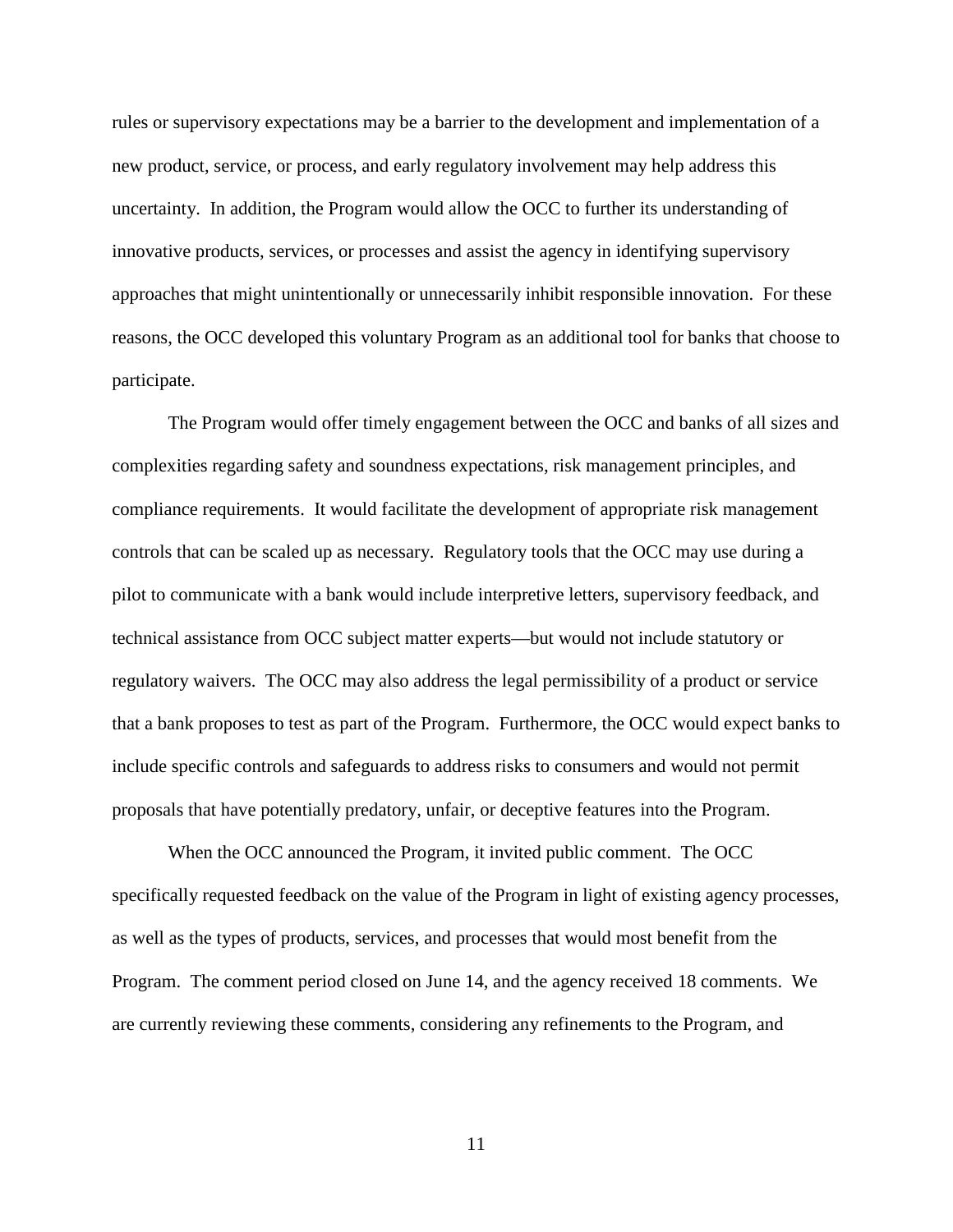rules or supervisory expectations may be a barrier to the development and implementation of a new product, service, or process, and early regulatory involvement may help address this uncertainty. In addition, the Program would allow the OCC to further its understanding of innovative products, services, or processes and assist the agency in identifying supervisory approaches that might unintentionally or unnecessarily inhibit responsible innovation. For these reasons, the OCC developed this voluntary Program as an additional tool for banks that choose to participate.

The Program would offer timely engagement between the OCC and banks of all sizes and complexities regarding safety and soundness expectations, risk management principles, and compliance requirements. It would facilitate the development of appropriate risk management controls that can be scaled up as necessary. Regulatory tools that the OCC may use during a pilot to communicate with a bank would include interpretive letters, supervisory feedback, and technical assistance from OCC subject matter experts—but would not include statutory or regulatory waivers. The OCC may also address the legal permissibility of a product or service that a bank proposes to test as part of the Program. Furthermore, the OCC would expect banks to include specific controls and safeguards to address risks to consumers and would not permit proposals that have potentially predatory, unfair, or deceptive features into the Program.

When the OCC announced the Program, it invited public comment. The OCC specifically requested feedback on the value of the Program in light of existing agency processes, as well as the types of products, services, and processes that would most benefit from the Program. The comment period closed on June 14, and the agency received 18 comments. We are currently reviewing these comments, considering any refinements to the Program, and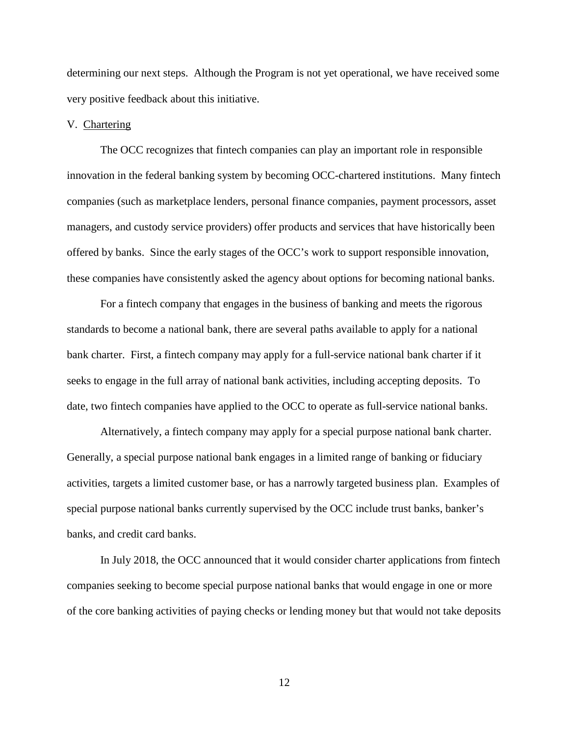determining our next steps. Although the Program is not yet operational, we have received some very positive feedback about this initiative.

## V. Chartering

The OCC recognizes that fintech companies can play an important role in responsible innovation in the federal banking system by becoming OCC-chartered institutions. Many fintech companies (such as marketplace lenders, personal finance companies, payment processors, asset managers, and custody service providers) offer products and services that have historically been offered by banks. Since the early stages of the OCC's work to support responsible innovation, these companies have consistently asked the agency about options for becoming national banks.

For a fintech company that engages in the business of banking and meets the rigorous standards to become a national bank, there are several paths available to apply for a national bank charter. First, a fintech company may apply for a full-service national bank charter if it seeks to engage in the full array of national bank activities, including accepting deposits. To date, two fintech companies have applied to the OCC to operate as full-service national banks.

Alternatively, a fintech company may apply for a special purpose national bank charter. Generally, a special purpose national bank engages in a limited range of banking or fiduciary activities, targets a limited customer base, or has a narrowly targeted business plan. Examples of special purpose national banks currently supervised by the OCC include trust banks, banker's banks, and credit card banks.

In July 2018, the OCC announced that it would consider charter applications from fintech companies seeking to become special purpose national banks that would engage in one or more of the core banking activities of paying checks or lending money but that would not take deposits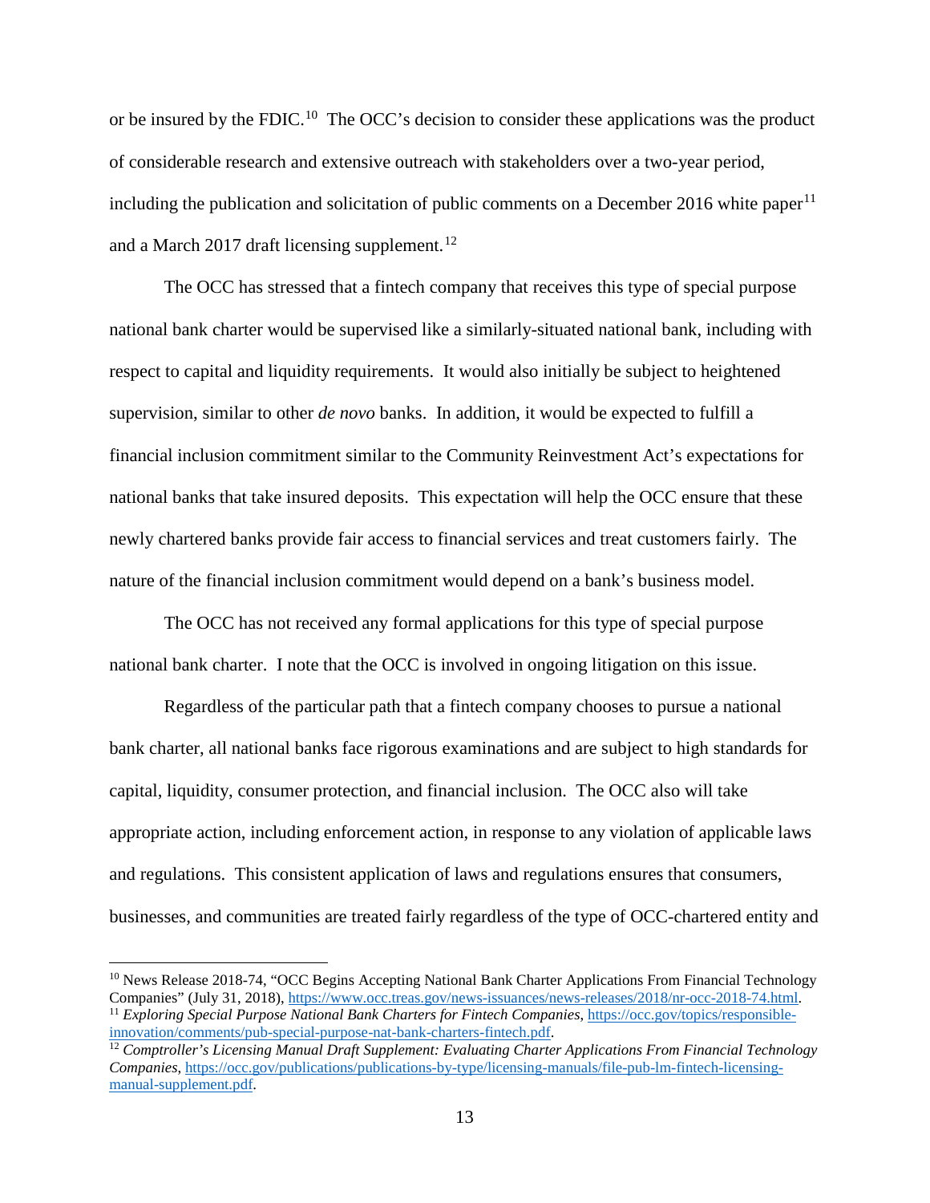or be insured by the FDIC.[10] The OCC's decision to consider these applications was the product of considerable research and extensive outreach with stakeholders over a two-year period, including the publication and solicitation of public comments on a December 2016 white paper[11] and a March 2017 draft licensing supplement.[12]

The OCC has stressed that a fintech company that receives this type of special purpose national bank charter would be supervised like a similarly-situated national bank, including with respect to capital and liquidity requirements. It would also initially be subject to heightened supervision, similar to other *de novo* banks. In addition, it would be expected to fulfill a financial inclusion commitment similar to the Community Reinvestment Act's expectations for national banks that take insured deposits. This expectation will help the OCC ensure that these newly chartered banks provide fair access to financial services and treat customers fairly. The nature of the financial inclusion commitment would depend on a bank's business model.

The OCC has not received any formal applications for this type of special purpose national bank charter. I note that the OCC is involved in ongoing litigation on this issue.

Regardless of the particular path that a fintech company chooses to pursue a national bank charter, all national banks face rigorous examinations and are subject to high standards for capital, liquidity, consumer protection, and financial inclusion. The OCC also will take appropriate action, including enforcement action, in response to any violation of applicable laws and regulations. This consistent application of laws and regulations ensures that consumers, businesses, and communities are treated fairly regardless of the type of OCC-chartered entity and

---

[10] News Release 2018-74, "OCC Begins Accepting National Bank Charter Applications From Financial Technology Companies" (July 31, 2018), https://www.occ.treas.gov/news-issuances/news-releases/2018/nr-occ-2018-74.html.

[11] *Exploring Special Purpose National Bank Charters for Fintech Companies*, https://occ.gov/topics/responsible-innovation/comments/pub-special-purpose-nat-bank-charters-fintech.pdf.

[12] *Comptroller's Licensing Manual Draft Supplement: Evaluating Charter Applications From Financial Technology Companies*, https://occ.gov/publications/publications-by-type/licensing-manuals/file-pub-lm-fintech-licensing-manual-supplement.pdf.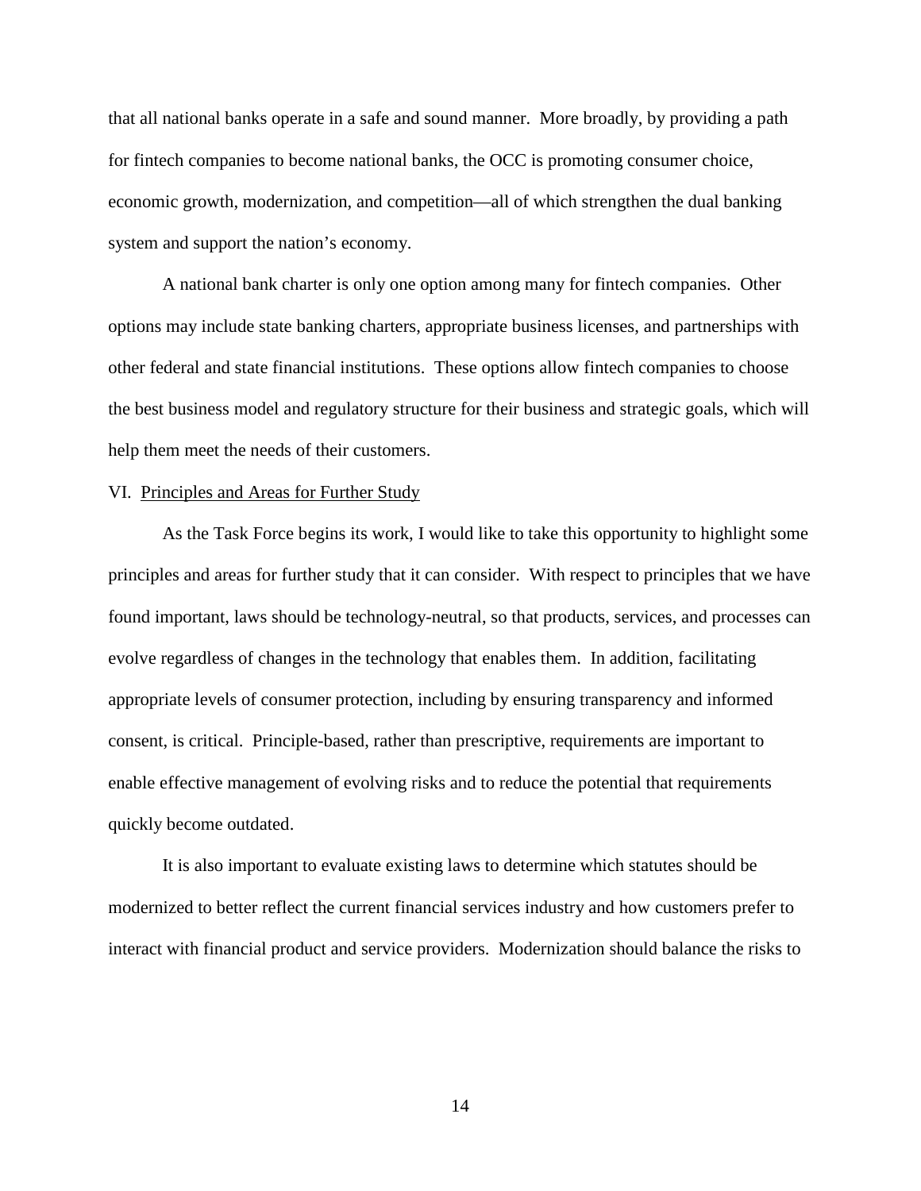that all national banks operate in a safe and sound manner. More broadly, by providing a path for fintech companies to become national banks, the OCC is promoting consumer choice, economic growth, modernization, and competition—all of which strengthen the dual banking system and support the nation's economy.

A national bank charter is only one option among many for fintech companies. Other options may include state banking charters, appropriate business licenses, and partnerships with other federal and state financial institutions. These options allow fintech companies to choose the best business model and regulatory structure for their business and strategic goals, which will help them meet the needs of their customers.

## VI. Principles and Areas for Further Study

As the Task Force begins its work, I would like to take this opportunity to highlight some principles and areas for further study that it can consider. With respect to principles that we have found important, laws should be technology-neutral, so that products, services, and processes can evolve regardless of changes in the technology that enables them. In addition, facilitating appropriate levels of consumer protection, including by ensuring transparency and informed consent, is critical. Principle-based, rather than prescriptive, requirements are important to enable effective management of evolving risks and to reduce the potential that requirements quickly become outdated.

It is also important to evaluate existing laws to determine which statutes should be modernized to better reflect the current financial services industry and how customers prefer to interact with financial product and service providers. Modernization should balance the risks to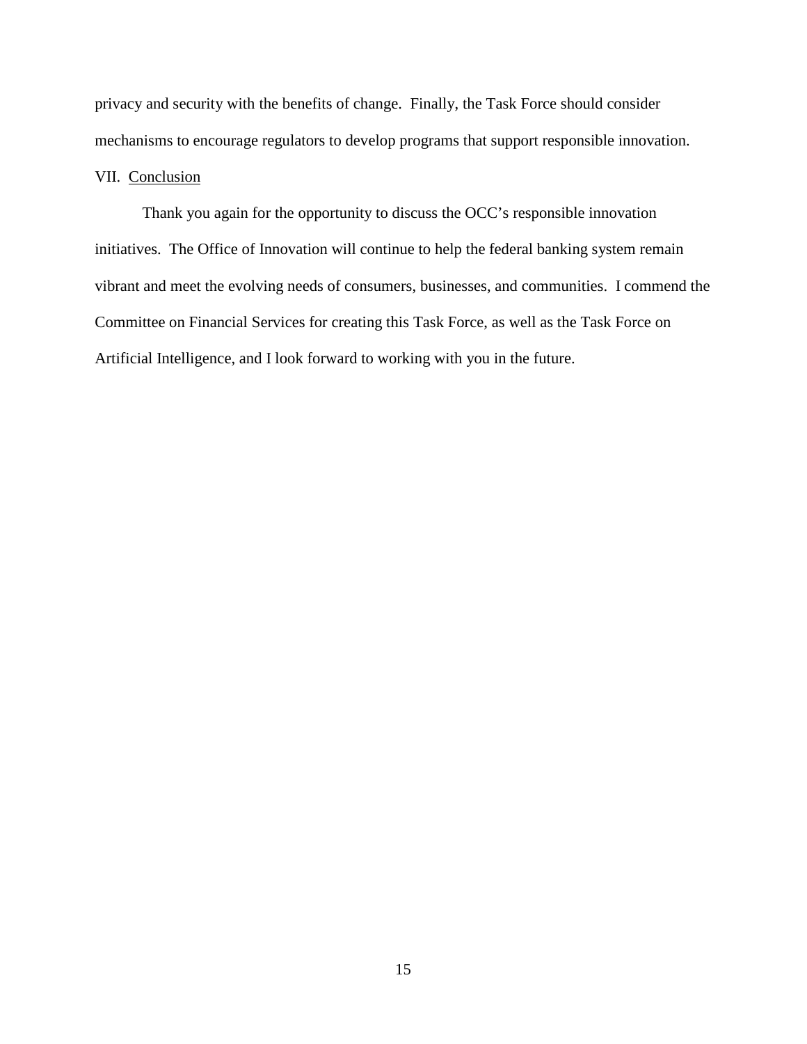privacy and security with the benefits of change. Finally, the Task Force should consider mechanisms to encourage regulators to develop programs that support responsible innovation.

## VII. Conclusion

Thank you again for the opportunity to discuss the OCC's responsible innovation initiatives. The Office of Innovation will continue to help the federal banking system remain vibrant and meet the evolving needs of consumers, businesses, and communities. I commend the Committee on Financial Services for creating this Task Force, as well as the Task Force on Artificial Intelligence, and I look forward to working with you in the future.